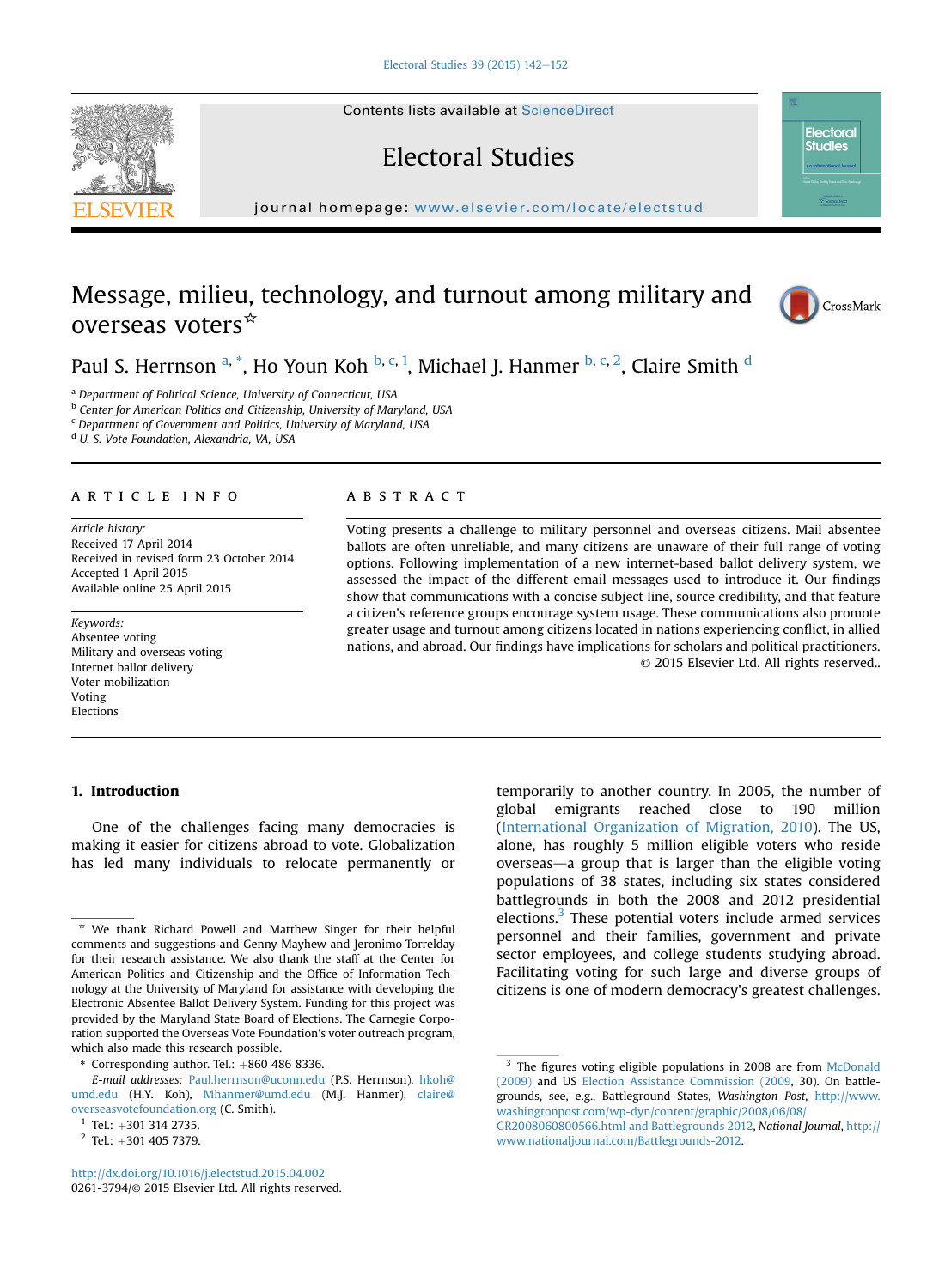# Message, milieu, technology, and turnout among military and overseas voters[☆]

Paul S. Herrnson [a,*], Ho Youn Koh [b,c,1], Michael J. Hanmer [b,c,2], Claire Smith [d]

[a] Department of Political Science, University of Connecticut, USA
[b] Center for American Politics and Citizenship, University of Maryland, USA
[c] Department of Government and Politics, University of Maryland, USA
[d] U. S. Vote Foundation, Alexandria, VA, USA

## ARTICLE INFO

*Article history:*
Received 17 April 2014
Received in revised form 23 October 2014
Accepted 1 April 2015
Available online 25 April 2015

*Keywords:*
Absentee voting
Military and overseas voting
Internet ballot delivery
Voter mobilization
Voting
Elections

## ABSTRACT

Voting presents a challenge to military personnel and overseas citizens. Mail absentee ballots are often unreliable, and many citizens are unaware of their full range of voting options. Following implementation of a new internet-based ballot delivery system, we assessed the impact of the different email messages used to introduce it. Our findings show that communications with a concise subject line, source credibility, and that feature a citizen's reference groups encourage system usage. These communications also promote greater usage and turnout among citizens located in nations experiencing conflict, in allied nations, and abroad. Our findings have implications for scholars and political practitioners.

© 2015 Elsevier Ltd. All rights reserved..

## 1. Introduction

One of the challenges facing many democracies is making it easier for citizens abroad to vote. Globalization has led many individuals to relocate permanently or temporarily to another country. In 2005, the number of global emigrants reached close to 190 million (International Organization of Migration, 2010). The US, alone, has roughly 5 million eligible voters who reside overseas—a group that is larger than the eligible voting populations of 38 states, including six states considered battlegrounds in both the 2008 and 2012 presidential elections.[3] These potential voters include armed services personnel and their families, government and private sector employees, and college students studying abroad. Facilitating voting for such large and diverse groups of citizens is one of modern democracy's greatest challenges.

---

[☆] We thank Richard Powell and Matthew Singer for their helpful comments and suggestions and Genny Mayhew and Jeronimo Torrelday for their research assistance. We also thank the staff at the Center for American Politics and Citizenship and the Office of Information Technology at the University of Maryland for assistance with developing the Electronic Absentee Ballot Delivery System. Funding for this project was provided by the Maryland State Board of Elections. The Carnegie Corporation supported the Overseas Vote Foundation's voter outreach program, which also made this research possible.

\* Corresponding author. Tel.: +860 486 8336.

*E-mail addresses:* Paul.herrnson@uconn.edu (P.S. Herrnson), hkoh@umd.edu (H.Y. Koh), Mhanmer@umd.edu (M.J. Hanmer), claire@overseasvotefoundation.org (C. Smith).

[1] Tel.: +301 314 2735.

[2] Tel.: +301 405 7379.

[3] The figures voting eligible populations in 2008 are from McDonald (2009) and US Election Assistance Commission (2009, 30). On battlegrounds, see, e.g., Battleground States, *Washington Post*, http://www.washingtonpost.com/wp-dyn/content/graphic/2008/06/08/GR2008060800566.html and Battlegrounds 2012, *National Journal*, http://www.nationaljournal.com/Battlegrounds-2012.

http://dx.doi.org/10.1016/j.electstud.2015.04.002
0261-3794/© 2015 Elsevier Ltd. All rights reserved.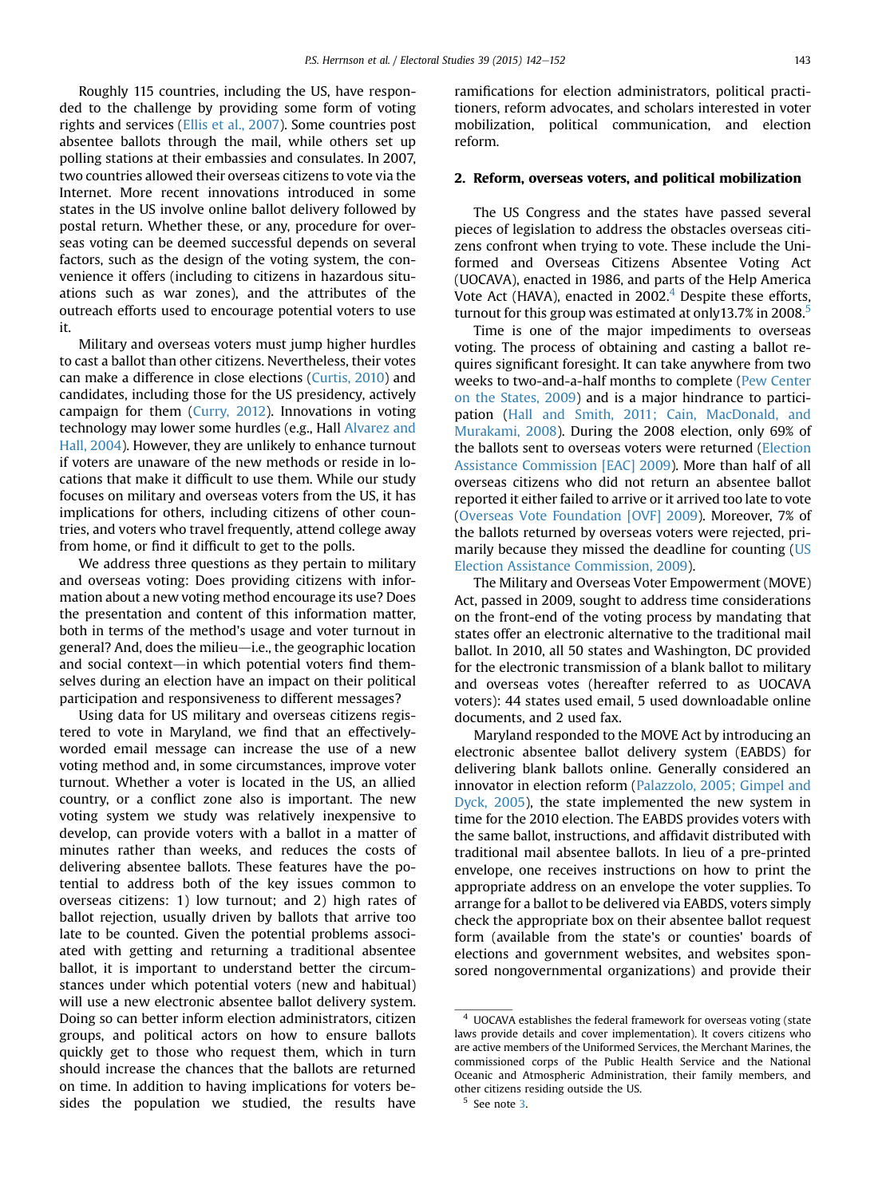Roughly 115 countries, including the US, have responded to the challenge by providing some form of voting rights and services (Ellis et al., 2007). Some countries post absentee ballots through the mail, while others set up polling stations at their embassies and consulates. In 2007, two countries allowed their overseas citizens to vote via the Internet. More recent innovations introduced in some states in the US involve online ballot delivery followed by postal return. Whether these, or any, procedure for overseas voting can be deemed successful depends on several factors, such as the design of the voting system, the convenience it offers (including to citizens in hazardous situations such as war zones), and the attributes of the outreach efforts used to encourage potential voters to use it.

Military and overseas voters must jump higher hurdles to cast a ballot than other citizens. Nevertheless, their votes can make a difference in close elections (Curtis, 2010) and candidates, including those for the US presidency, actively campaign for them (Curry, 2012). Innovations in voting technology may lower some hurdles (e.g., Hall Alvarez and Hall, 2004). However, they are unlikely to enhance turnout if voters are unaware of the new methods or reside in locations that make it difficult to use them. While our study focuses on military and overseas voters from the US, it has implications for others, including citizens of other countries, and voters who travel frequently, attend college away from home, or find it difficult to get to the polls.

We address three questions as they pertain to military and overseas voting: Does providing citizens with information about a new voting method encourage its use? Does the presentation and content of this information matter, both in terms of the method's usage and voter turnout in general? And, does the milieu—i.e., the geographic location and social context—in which potential voters find themselves during an election have an impact on their political participation and responsiveness to different messages?

Using data for US military and overseas citizens registered to vote in Maryland, we find that an effectively-worded email message can increase the use of a new voting method and, in some circumstances, improve voter turnout. Whether a voter is located in the US, an allied country, or a conflict zone also is important. The new voting system we study was relatively inexpensive to develop, can provide voters with a ballot in a matter of minutes rather than weeks, and reduces the costs of delivering absentee ballots. These features have the potential to address both of the key issues common to overseas citizens: 1) low turnout; and 2) high rates of ballot rejection, usually driven by ballots that arrive too late to be counted. Given the potential problems associated with getting and returning a traditional absentee ballot, it is important to understand better the circumstances under which potential voters (new and habitual) will use a new electronic absentee ballot delivery system. Doing so can better inform election administrators, citizen groups, and political actors on how to ensure ballots quickly get to those who request them, which in turn should increase the chances that the ballots are returned on time. In addition to having implications for voters besides the population we studied, the results have ramifications for election administrators, political practitioners, reform advocates, and scholars interested in voter mobilization, political communication, and election reform.

## 2. Reform, overseas voters, and political mobilization

The US Congress and the states have passed several pieces of legislation to address the obstacles overseas citizens confront when trying to vote. These include the Uniformed and Overseas Citizens Absentee Voting Act (UOCAVA), enacted in 1986, and parts of the Help America Vote Act (HAVA), enacted in 2002.[4] Despite these efforts, turnout for this group was estimated at only13.7% in 2008.[5]

Time is one of the major impediments to overseas voting. The process of obtaining and casting a ballot requires significant foresight. It can take anywhere from two weeks to two-and-a-half months to complete (Pew Center on the States, 2009) and is a major hindrance to participation (Hall and Smith, 2011; Cain, MacDonald, and Murakami, 2008). During the 2008 election, only 69% of the ballots sent to overseas voters were returned (Election Assistance Commission [EAC] 2009). More than half of all overseas citizens who did not return an absentee ballot reported it either failed to arrive or it arrived too late to vote (Overseas Vote Foundation [OVF] 2009). Moreover, 7% of the ballots returned by overseas voters were rejected, primarily because they missed the deadline for counting (US Election Assistance Commission, 2009).

The Military and Overseas Voter Empowerment (MOVE) Act, passed in 2009, sought to address time considerations on the front-end of the voting process by mandating that states offer an electronic alternative to the traditional mail ballot. In 2010, all 50 states and Washington, DC provided for the electronic transmission of a blank ballot to military and overseas votes (hereafter referred to as UOCAVA voters): 44 states used email, 5 used downloadable online documents, and 2 used fax.

Maryland responded to the MOVE Act by introducing an electronic absentee ballot delivery system (EABDS) for delivering blank ballots online. Generally considered an innovator in election reform (Palazzolo, 2005; Gimpel and Dyck, 2005), the state implemented the new system in time for the 2010 election. The EABDS provides voters with the same ballot, instructions, and affidavit distributed with traditional mail absentee ballots. In lieu of a pre-printed envelope, one receives instructions on how to print the appropriate address on an envelope the voter supplies. To arrange for a ballot to be delivered via EABDS, voters simply check the appropriate box on their absentee ballot request form (available from the state's or counties' boards of elections and government websites, and websites sponsored nongovernmental organizations) and provide their

---

[4] UOCAVA establishes the federal framework for overseas voting (state laws provide details and cover implementation). It covers citizens who are active members of the Uniformed Services, the Merchant Marines, the commissioned corps of the Public Health Service and the National Oceanic and Atmospheric Administration, their family members, and other citizens residing outside the US.

[5] See note 3.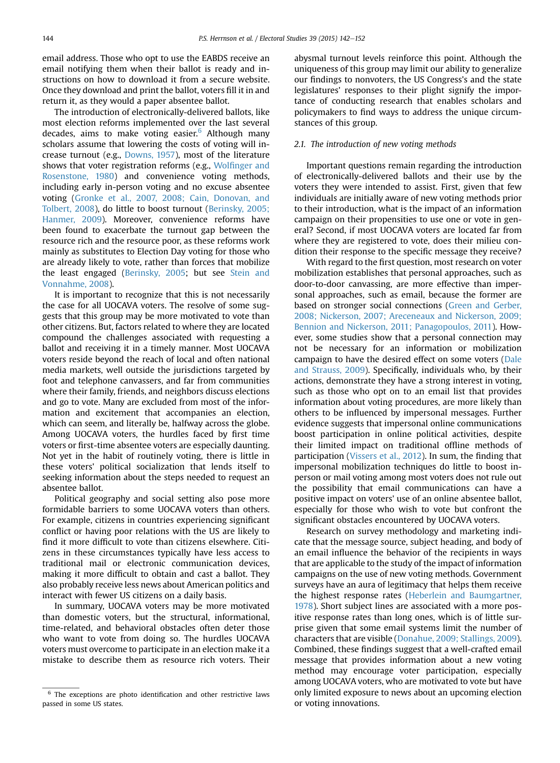email address. Those who opt to use the EABDS receive an email notifying them when their ballot is ready and instructions on how to download it from a secure website. Once they download and print the ballot, voters fill it in and return it, as they would a paper absentee ballot.

The introduction of electronically-delivered ballots, like most election reforms implemented over the last several decades, aims to make voting easier.[6] Although many scholars assume that lowering the costs of voting will increase turnout (e.g., Downs, 1957), most of the literature shows that voter registration reforms (e.g., Wolfinger and Rosenstone, 1980) and convenience voting methods, including early in-person voting and no excuse absentee voting (Gronke et al., 2007, 2008; Cain, Donovan, and Tolbert, 2008), do little to boost turnout (Berinsky, 2005; Hanmer, 2009). Moreover, convenience reforms have been found to exacerbate the turnout gap between the resource rich and the resource poor, as these reforms work mainly as substitutes to Election Day voting for those who are already likely to vote, rather than forces that mobilize the least engaged (Berinsky, 2005; but see Stein and Vonnahme, 2008).

It is important to recognize that this is not necessarily the case for all UOCAVA voters. The resolve of some suggests that this group may be more motivated to vote than other citizens. But, factors related to where they are located compound the challenges associated with requesting a ballot and receiving it in a timely manner. Most UOCAVA voters reside beyond the reach of local and often national media markets, well outside the jurisdictions targeted by foot and telephone canvassers, and far from communities where their family, friends, and neighbors discuss elections and go to vote. Many are excluded from most of the information and excitement that accompanies an election, which can seem, and literally be, halfway across the globe. Among UOCAVA voters, the hurdles faced by first time voters or first-time absentee voters are especially daunting. Not yet in the habit of routinely voting, there is little in these voters' political socialization that lends itself to seeking information about the steps needed to request an absentee ballot.

Political geography and social setting also pose more formidable barriers to some UOCAVA voters than others. For example, citizens in countries experiencing significant conflict or having poor relations with the US are likely to find it more difficult to vote than citizens elsewhere. Citizens in these circumstances typically have less access to traditional mail or electronic communication devices, making it more difficult to obtain and cast a ballot. They also probably receive less news about American politics and interact with fewer US citizens on a daily basis.

In summary, UOCAVA voters may be more motivated than domestic voters, but the structural, informational, time-related, and behavioral obstacles often deter those who want to vote from doing so. The hurdles UOCAVA voters must overcome to participate in an election make it a mistake to describe them as resource rich voters. Their abysmal turnout levels reinforce this point. Although the uniqueness of this group may limit our ability to generalize our findings to nonvoters, the US Congress's and the state legislatures' responses to their plight signify the importance of conducting research that enables scholars and policymakers to find ways to address the unique circumstances of this group.

### 2.1. The introduction of new voting methods

Important questions remain regarding the introduction of electronically-delivered ballots and their use by the voters they were intended to assist. First, given that few individuals are initially aware of new voting methods prior to their introduction, what is the impact of an information campaign on their propensities to use one or vote in general? Second, if most UOCAVA voters are located far from where they are registered to vote, does their milieu condition their response to the specific message they receive?

With regard to the first question, most research on voter mobilization establishes that personal approaches, such as door-to-door canvassing, are more effective than impersonal approaches, such as email, because the former are based on stronger social connections (Green and Gerber, 2008; Nickerson, 2007; Areceneaux and Nickerson, 2009; Bennion and Nickerson, 2011; Panagopoulos, 2011). However, some studies show that a personal connection may not be necessary for an information or mobilization campaign to have the desired effect on some voters (Dale and Strauss, 2009). Specifically, individuals who, by their actions, demonstrate they have a strong interest in voting, such as those who opt on to an email list that provides information about voting procedures, are more likely than others to be influenced by impersonal messages. Further evidence suggests that impersonal online communications boost participation in online political activities, despite their limited impact on traditional offline methods of participation (Vissers et al., 2012). In sum, the finding that impersonal mobilization techniques do little to boost in-person or mail voting among most voters does not rule out the possibility that email communications can have a positive impact on voters' use of an online absentee ballot, especially for those who wish to vote but confront the significant obstacles encountered by UOCAVA voters.

Research on survey methodology and marketing indicate that the message source, subject heading, and body of an email influence the behavior of the recipients in ways that are applicable to the study of the impact of information campaigns on the use of new voting methods. Government surveys have an aura of legitimacy that helps them receive the highest response rates (Heberlein and Baumgartner, 1978). Short subject lines are associated with a more positive response rates than long ones, which is of little surprise given that some email systems limit the number of characters that are visible (Donahue, 2009; Stallings, 2009). Combined, these findings suggest that a well-crafted email message that provides information about a new voting method may encourage voter participation, especially among UOCAVA voters, who are motivated to vote but have only limited exposure to news about an upcoming election or voting innovations.

[6] The exceptions are photo identification and other restrictive laws passed in some US states.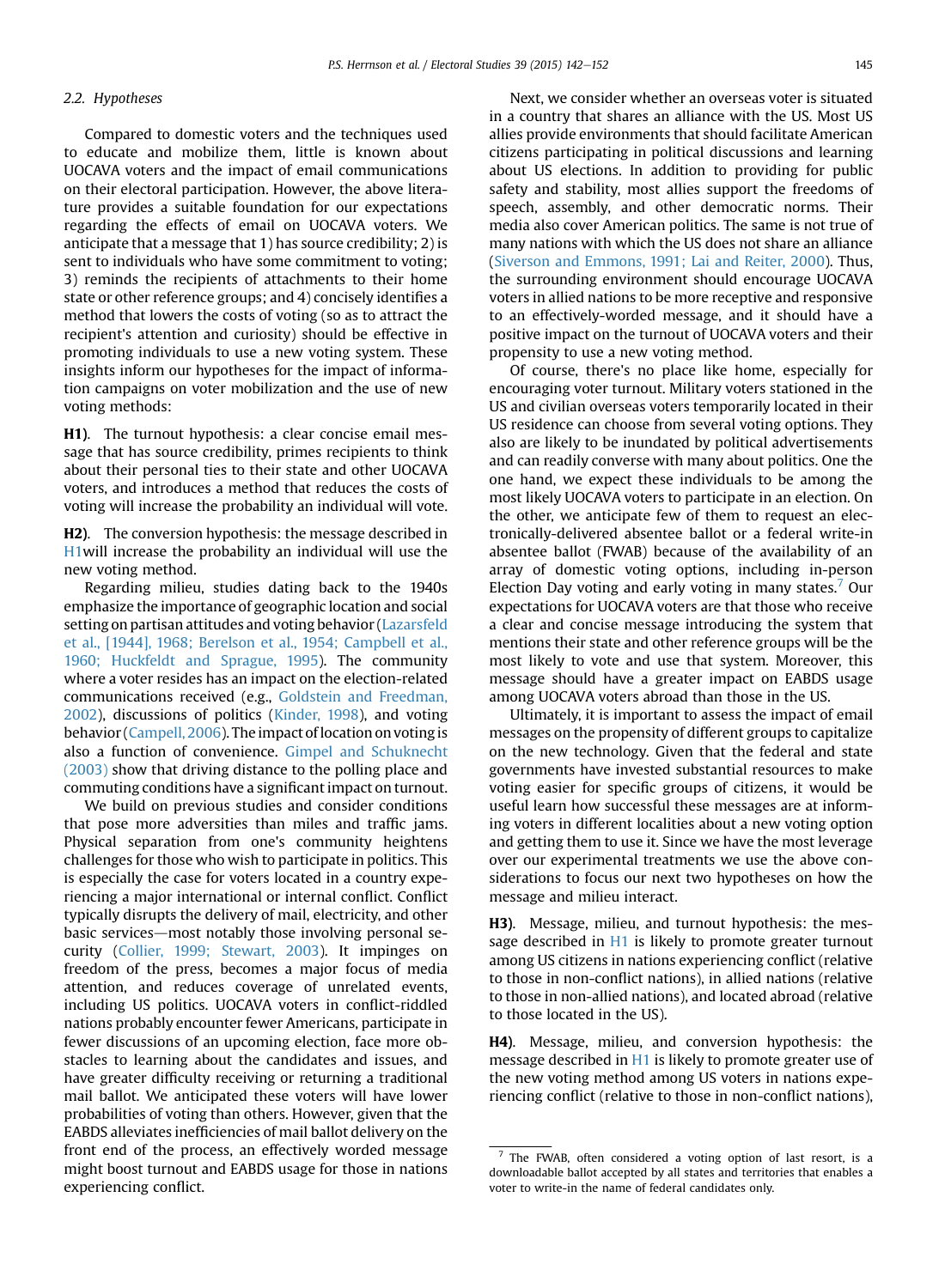### 2.2. Hypotheses

Compared to domestic voters and the techniques used to educate and mobilize them, little is known about UOCAVA voters and the impact of email communications on their electoral participation. However, the above literature provides a suitable foundation for our expectations regarding the effects of email on UOCAVA voters. We anticipate that a message that 1) has source credibility; 2) is sent to individuals who have some commitment to voting; 3) reminds the recipients of attachments to their home state or other reference groups; and 4) concisely identifies a method that lowers the costs of voting (so as to attract the recipient's attention and curiosity) should be effective in promoting individuals to use a new voting system. These insights inform our hypotheses for the impact of information campaigns on voter mobilization and the use of new voting methods:

**H1)**. The turnout hypothesis: a clear concise email message that has source credibility, primes recipients to think about their personal ties to their state and other UOCAVA voters, and introduces a method that reduces the costs of voting will increase the probability an individual will vote.

**H2)**. The conversion hypothesis: the message described in H1will increase the probability an individual will use the new voting method.

Regarding milieu, studies dating back to the 1940s emphasize the importance of geographic location and social setting on partisan attitudes and voting behavior (Lazarsfeld et al., [1944], 1968; Berelson et al., 1954; Campbell et al., 1960; Huckfeldt and Sprague, 1995). The community where a voter resides has an impact on the election-related communications received (e.g., Goldstein and Freedman, 2002), discussions of politics (Kinder, 1998), and voting behavior (Campell, 2006). The impact of location on voting is also a function of convenience. Gimpel and Schuknecht (2003) show that driving distance to the polling place and commuting conditions have a significant impact on turnout.

We build on previous studies and consider conditions that pose more adversities than miles and traffic jams. Physical separation from one's community heightens challenges for those who wish to participate in politics. This is especially the case for voters located in a country experiencing a major international or internal conflict. Conflict typically disrupts the delivery of mail, electricity, and other basic services—most notably those involving personal security (Collier, 1999; Stewart, 2003). It impinges on freedom of the press, becomes a major focus of media attention, and reduces coverage of unrelated events, including US politics. UOCAVA voters in conflict-riddled nations probably encounter fewer Americans, participate in fewer discussions of an upcoming election, face more obstacles to learning about the candidates and issues, and have greater difficulty receiving or returning a traditional mail ballot. We anticipated these voters will have lower probabilities of voting than others. However, given that the EABDS alleviates inefficiencies of mail ballot delivery on the front end of the process, an effectively worded message might boost turnout and EABDS usage for those in nations experiencing conflict.

Next, we consider whether an overseas voter is situated in a country that shares an alliance with the US. Most US allies provide environments that should facilitate American citizens participating in political discussions and learning about US elections. In addition to providing for public safety and stability, most allies support the freedoms of speech, assembly, and other democratic norms. Their media also cover American politics. The same is not true of many nations with which the US does not share an alliance (Siverson and Emmons, 1991; Lai and Reiter, 2000). Thus, the surrounding environment should encourage UOCAVA voters in allied nations to be more receptive and responsive to an effectively-worded message, and it should have a positive impact on the turnout of UOCAVA voters and their propensity to use a new voting method.

Of course, there's no place like home, especially for encouraging voter turnout. Military voters stationed in the US and civilian overseas voters temporarily located in their US residence can choose from several voting options. They also are likely to be inundated by political advertisements and can readily converse with many about politics. One the one hand, we expect these individuals to be among the most likely UOCAVA voters to participate in an election. On the other, we anticipate few of them to request an electronically-delivered absentee ballot or a federal write-in absentee ballot (FWAB) because of the availability of an array of domestic voting options, including in-person Election Day voting and early voting in many states.[7] Our expectations for UOCAVA voters are that those who receive a clear and concise message introducing the system that mentions their state and other reference groups will be the most likely to vote and use that system. Moreover, this message should have a greater impact on EABDS usage among UOCAVA voters abroad than those in the US.

Ultimately, it is important to assess the impact of email messages on the propensity of different groups to capitalize on the new technology. Given that the federal and state governments have invested substantial resources to make voting easier for specific groups of citizens, it would be useful learn how successful these messages are at informing voters in different localities about a new voting option and getting them to use it. Since we have the most leverage over our experimental treatments we use the above considerations to focus our next two hypotheses on how the message and milieu interact.

**H3)**. Message, milieu, and turnout hypothesis: the message described in H1 is likely to promote greater turnout among US citizens in nations experiencing conflict (relative to those in non-conflict nations), in allied nations (relative to those in non-allied nations), and located abroad (relative to those located in the US).

**H4)**. Message, milieu, and conversion hypothesis: the message described in H1 is likely to promote greater use of the new voting method among US voters in nations experiencing conflict (relative to those in non-conflict nations),

---

[7] The FWAB, often considered a voting option of last resort, is a downloadable ballot accepted by all states and territories that enables a voter to write-in the name of federal candidates only.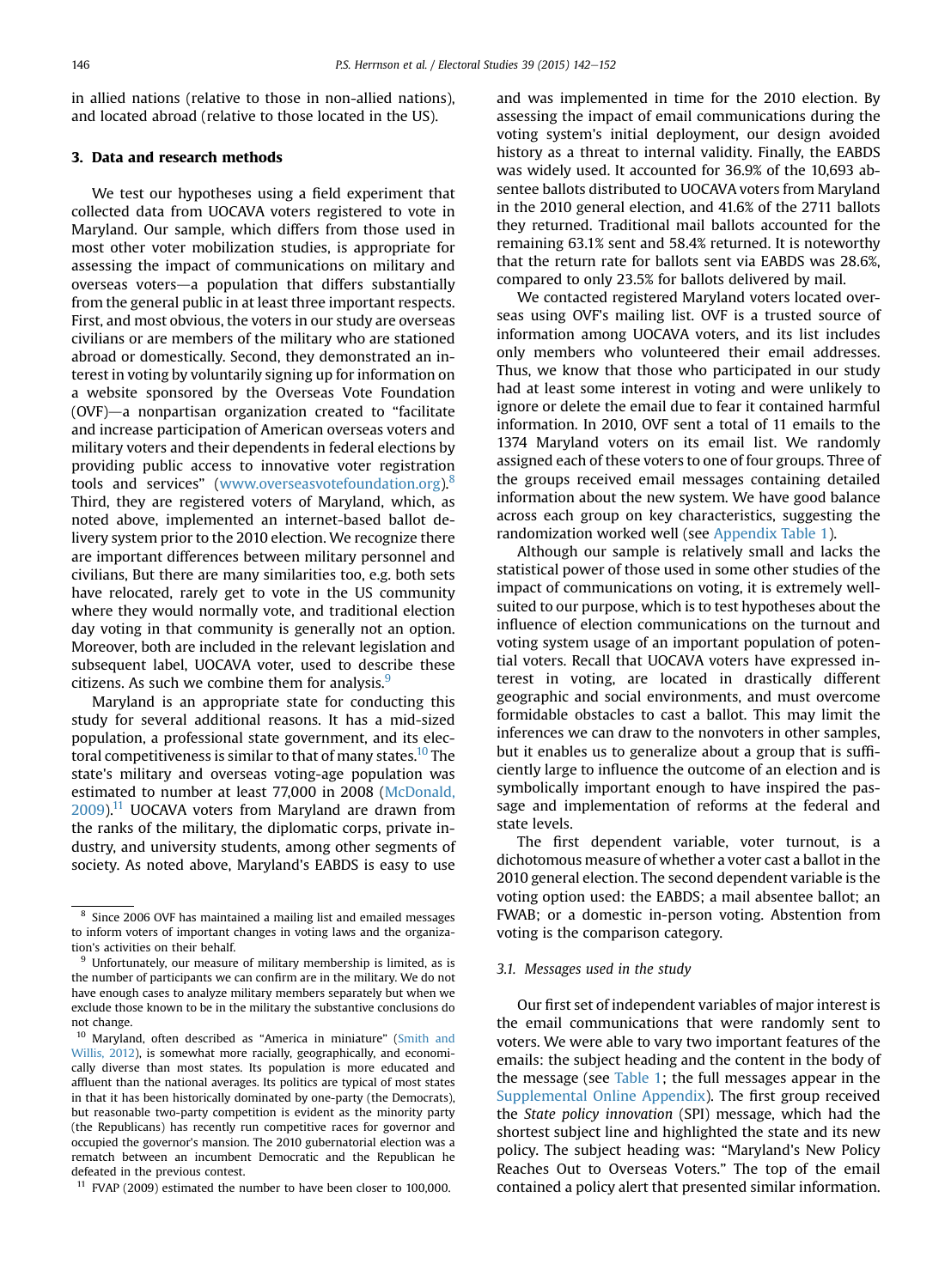in allied nations (relative to those in non-allied nations), and located abroad (relative to those located in the US).

## 3. Data and research methods

We test our hypotheses using a field experiment that collected data from UOCAVA voters registered to vote in Maryland. Our sample, which differs from those used in most other voter mobilization studies, is appropriate for assessing the impact of communications on military and overseas voters—a population that differs substantially from the general public in at least three important respects. First, and most obvious, the voters in our study are overseas civilians or are members of the military who are stationed abroad or domestically. Second, they demonstrated an interest in voting by voluntarily signing up for information on a website sponsored by the Overseas Vote Foundation (OVF)—a nonpartisan organization created to "facilitate and increase participation of American overseas voters and military voters and their dependents in federal elections by providing public access to innovative voter registration tools and services" (www.overseasvotefoundation.org).[8] Third, they are registered voters of Maryland, which, as noted above, implemented an internet-based ballot delivery system prior to the 2010 election. We recognize there are important differences between military personnel and civilians, But there are many similarities too, e.g. both sets have relocated, rarely get to vote in the US community where they would normally vote, and traditional election day voting in that community is generally not an option. Moreover, both are included in the relevant legislation and subsequent label, UOCAVA voter, used to describe these citizens. As such we combine them for analysis.[9]

Maryland is an appropriate state for conducting this study for several additional reasons. It has a mid-sized population, a professional state government, and its electoral competitiveness is similar to that of many states.[10] The state's military and overseas voting-age population was estimated to number at least 77,000 in 2008 (McDonald, 2009).[11] UOCAVA voters from Maryland are drawn from the ranks of the military, the diplomatic corps, private industry, and university students, among other segments of society. As noted above, Maryland's EABDS is easy to use and was implemented in time for the 2010 election. By assessing the impact of email communications during the voting system's initial deployment, our design avoided history as a threat to internal validity. Finally, the EABDS was widely used. It accounted for 36.9% of the 10,693 absentee ballots distributed to UOCAVA voters from Maryland in the 2010 general election, and 41.6% of the 2711 ballots they returned. Traditional mail ballots accounted for the remaining 63.1% sent and 58.4% returned. It is noteworthy that the return rate for ballots sent via EABDS was 28.6%, compared to only 23.5% for ballots delivered by mail.

We contacted registered Maryland voters located overseas using OVF's mailing list. OVF is a trusted source of information among UOCAVA voters, and its list includes only members who volunteered their email addresses. Thus, we know that those who participated in our study had at least some interest in voting and were unlikely to ignore or delete the email due to fear it contained harmful information. In 2010, OVF sent a total of 11 emails to the 1374 Maryland voters on its email list. We randomly assigned each of these voters to one of four groups. Three of the groups received email messages containing detailed information about the new system. We have good balance across each group on key characteristics, suggesting the randomization worked well (see Appendix Table 1).

Although our sample is relatively small and lacks the statistical power of those used in some other studies of the impact of communications on voting, it is extremely well-suited to our purpose, which is to test hypotheses about the influence of election communications on the turnout and voting system usage of an important population of potential voters. Recall that UOCAVA voters have expressed interest in voting, are located in drastically different geographic and social environments, and must overcome formidable obstacles to cast a ballot. This may limit the inferences we can draw to the nonvoters in other samples, but it enables us to generalize about a group that is sufficiently large to influence the outcome of an election and is symbolically important enough to have inspired the passage and implementation of reforms at the federal and state levels.

The first dependent variable, voter turnout, is a dichotomous measure of whether a voter cast a ballot in the 2010 general election. The second dependent variable is the voting option used: the EABDS; a mail absentee ballot; an FWAB; or a domestic in-person voting. Abstention from voting is the comparison category.

### 3.1. Messages used in the study

Our first set of independent variables of major interest is the email communications that were randomly sent to voters. We were able to vary two important features of the emails: the subject heading and the content in the body of the message (see Table 1; the full messages appear in the Supplemental Online Appendix). The first group received the *State policy innovation* (SPI) message, which had the shortest subject line and highlighted the state and its new policy. The subject heading was: "Maryland's New Policy Reaches Out to Overseas Voters." The top of the email contained a policy alert that presented similar information.

---

[8] Since 2006 OVF has maintained a mailing list and emailed messages to inform voters of important changes in voting laws and the organization's activities on their behalf.

[9] Unfortunately, our measure of military membership is limited, as is the number of participants we can confirm are in the military. We do not have enough cases to analyze military members separately but when we exclude those known to be in the military the substantive conclusions do not change.

[10] Maryland, often described as "America in miniature" (Smith and Willis, 2012), is somewhat more racially, geographically, and economically diverse than most states. Its population is more educated and affluent than the national averages. Its politics are typical of most states in that it has been historically dominated by one-party (the Democrats), but reasonable two-party competition is evident as the minority party (the Republicans) has recently run competitive races for governor and occupied the governor's mansion. The 2010 gubernatorial election was a rematch between an incumbent Democratic and the Republican he defeated in the previous contest.

[11] FVAP (2009) estimated the number to have been closer to 100,000.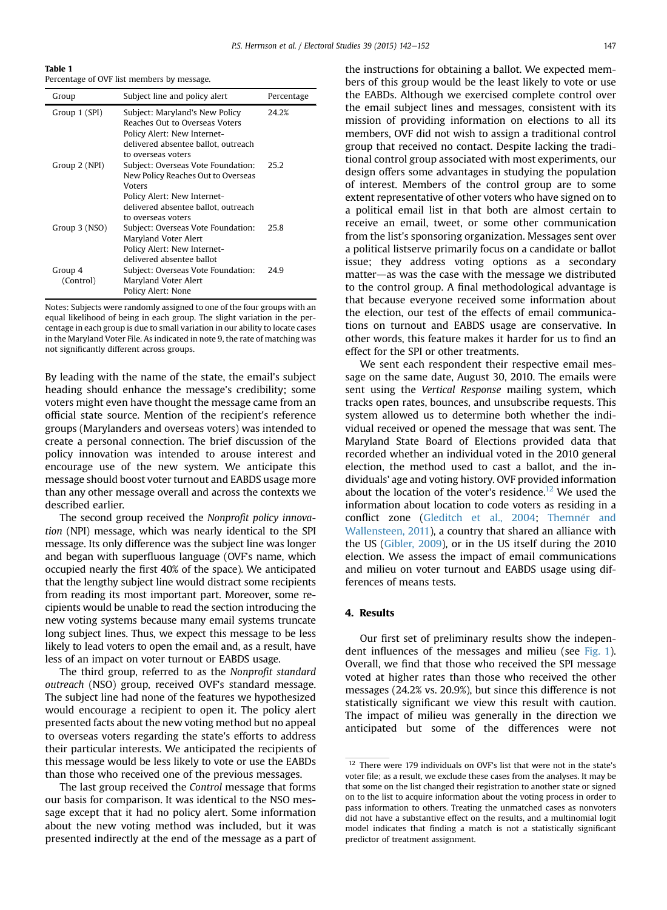**Table 1**
Percentage of OVF list members by message.

| Group | Subject line and policy alert | Percentage |
|---|---|---|
| Group 1 (SPI) | Subject: Maryland's New Policy Reaches Out to Overseas Voters<br>Policy Alert: New Internet-delivered absentee ballot, outreach to overseas voters | 24.2% |
| Group 2 (NPI) | Subject: Overseas Vote Foundation: New Policy Reaches Out to Overseas Voters<br>Policy Alert: New Internet-delivered absentee ballot, outreach to overseas voters | 25.2 |
| Group 3 (NSO) | Subject: Overseas Vote Foundation: Maryland Voter Alert<br>Policy Alert: New Internet-delivered absentee ballot | 25.8 |
| Group 4 (Control) | Subject: Overseas Vote Foundation: Maryland Voter Alert<br>Policy Alert: None | 24.9 |

Notes: Subjects were randomly assigned to one of the four groups with an equal likelihood of being in each group. The slight variation in the percentage in each group is due to small variation in our ability to locate cases in the Maryland Voter File. As indicated in note 9, the rate of matching was not significantly different across groups.

By leading with the name of the state, the email's subject heading should enhance the message's credibility; some voters might even have thought the message came from an official state source. Mention of the recipient's reference groups (Marylanders and overseas voters) was intended to create a personal connection. The brief discussion of the policy innovation was intended to arouse interest and encourage use of the new system. We anticipate this message should boost voter turnout and EABDS usage more than any other message overall and across the contexts we described earlier.

The second group received the *Nonprofit policy innovation* (NPI) message, which was nearly identical to the SPI message. Its only difference was the subject line was longer and began with superfluous language (OVF's name, which occupied nearly the first 40% of the space). We anticipated that the lengthy subject line would distract some recipients from reading its most important part. Moreover, some recipients would be unable to read the section introducing the new voting systems because many email systems truncate long subject lines. Thus, we expect this message to be less likely to lead voters to open the email and, as a result, have less of an impact on voter turnout or EABDS usage.

The third group, referred to as the *Nonprofit standard outreach* (NSO) group, received OVF's standard message. The subject line had none of the features we hypothesized would encourage a recipient to open it. The policy alert presented facts about the new voting method but no appeal to overseas voters regarding the state's efforts to address their particular interests. We anticipated the recipients of this message would be less likely to vote or use the EABDs than those who received one of the previous messages.

The last group received the *Control* message that forms our basis for comparison. It was identical to the NSO message except that it had no policy alert. Some information about the new voting method was included, but it was presented indirectly at the end of the message as a part of the instructions for obtaining a ballot. We expected members of this group would be the least likely to vote or use the EABDs. Although we exercised complete control over the email subject lines and messages, consistent with its mission of providing information on elections to all its members, OVF did not wish to assign a traditional control group that received no contact. Despite lacking the traditional control group associated with most experiments, our design offers some advantages in studying the population of interest. Members of the control group are to some extent representative of other voters who have signed on to a political email list in that both are almost certain to receive an email, tweet, or some other communication from the list's sponsoring organization. Messages sent over a political listserve primarily focus on a candidate or ballot issue; they address voting options as a secondary matter—as was the case with the message we distributed to the control group. A final methodological advantage is that because everyone received some information about the election, our test of the effects of email communications on turnout and EABDS usage are conservative. In other words, this feature makes it harder for us to find an effect for the SPI or other treatments.

We sent each respondent their respective email message on the same date, August 30, 2010. The emails were sent using the *Vertical Response* mailing system, which tracks open rates, bounces, and unsubscribe requests. This system allowed us to determine both whether the individual received or opened the message that was sent. The Maryland State Board of Elections provided data that recorded whether an individual voted in the 2010 general election, the method used to cast a ballot, and the individuals' age and voting history. OVF provided information about the location of the voter's residence.[12] We used the information about location to code voters as residing in a conflict zone (Gleditch et al., 2004; Themnér and Wallensteen, 2011), a country that shared an alliance with the US (Gibler, 2009), or in the US itself during the 2010 election. We assess the impact of email communications and milieu on voter turnout and EABDS usage using differences of means tests.

## 4. Results

Our first set of preliminary results show the independent influences of the messages and milieu (see Fig. 1). Overall, we find that those who received the SPI message voted at higher rates than those who received the other messages (24.2% vs. 20.9%), but since this difference is not statistically significant we view this result with caution. The impact of milieu was generally in the direction we anticipated but some of the differences were not

[12] There were 179 individuals on OVF's list that were not in the state's voter file; as a result, we exclude these cases from the analyses. It may be that some on the list changed their registration to another state or signed on to the list to acquire information about the voting process in order to pass information to others. Treating the unmatched cases as nonvoters did not have a substantive effect on the results, and a multinomial logit model indicates that finding a match is not a statistically significant predictor of treatment assignment.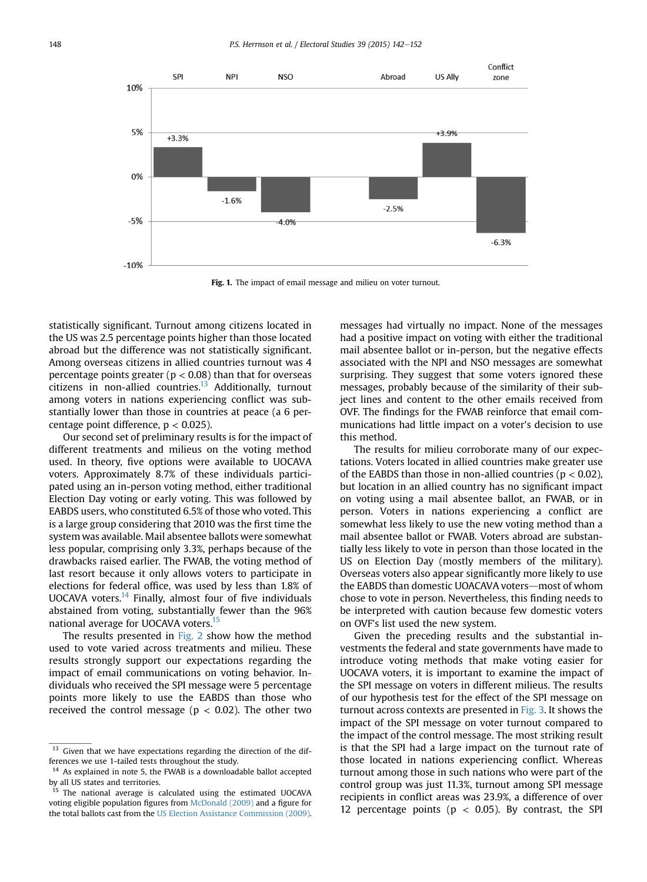SPI
NPI
NSO
Abroad
US Ally
Conflict zone
10%
5%
0%
-5%
-10%
+3.3%
-1.6%
-4.0%
-2.5%
+3.9%
-6.3%

**Fig. 1.** The impact of email message and milieu on voter turnout.

statistically significant. Turnout among citizens located in the US was 2.5 percentage points higher than those located abroad but the difference was not statistically significant. Among overseas citizens in allied countries turnout was 4 percentage points greater ($p < 0.08$) than that for overseas citizens in non-allied countries.[13] Additionally, turnout among voters in nations experiencing conflict was substantially lower than those in countries at peace (a 6 percentage point difference, $p < 0.025$).

Our second set of preliminary results is for the impact of different treatments and milieus on the voting method used. In theory, five options were available to UOCAVA voters. Approximately 8.7% of these individuals participated using an in-person voting method, either traditional Election Day voting or early voting. This was followed by EABDS users, who constituted 6.5% of those who voted. This is a large group considering that 2010 was the first time the system was available. Mail absentee ballots were somewhat less popular, comprising only 3.3%, perhaps because of the drawbacks raised earlier. The FWAB, the voting method of last resort because it only allows voters to participate in elections for federal office, was used by less than 1.8% of UOCAVA voters.[14] Finally, almost four of five individuals abstained from voting, substantially fewer than the 96% national average for UOCAVA voters.[15]

The results presented in Fig. 2 show how the method used to vote varied across treatments and milieu. These results strongly support our expectations regarding the impact of email communications on voting behavior. Individuals who received the SPI message were 5 percentage points more likely to use the EABDS than those who received the control message ($p < 0.02$). The other two messages had virtually no impact. None of the messages had a positive impact on voting with either the traditional mail absentee ballot or in-person, but the negative effects associated with the NPI and NSO messages are somewhat surprising. They suggest that some voters ignored these messages, probably because of the similarity of their subject lines and content to the other emails received from OVF. The findings for the FWAB reinforce that email communications had little impact on a voter's decision to use this method.

The results for milieu corroborate many of our expectations. Voters located in allied countries make greater use of the EABDS than those in non-allied countries ($p < 0.02$), but location in an allied country has no significant impact on voting using a mail absentee ballot, an FWAB, or in person. Voters in nations experiencing a conflict are somewhat less likely to use the new voting method than a mail absentee ballot or FWAB. Voters abroad are substantially less likely to vote in person than those located in the US on Election Day (mostly members of the military). Overseas voters also appear significantly more likely to use the EABDS than domestic UOACAVA voters—most of whom chose to vote in person. Nevertheless, this finding needs to be interpreted with caution because few domestic voters on OVF's list used the new system.

Given the preceding results and the substantial investments the federal and state governments have made to introduce voting methods that make voting easier for UOCAVA voters, it is important to examine the impact of the SPI message on voters in different milieus. The results of our hypothesis test for the effect of the SPI message on turnout across contexts are presented in Fig. 3. It shows the impact of the SPI message on voter turnout compared to the impact of the control message. The most striking result is that the SPI had a large impact on the turnout rate of those located in nations experiencing conflict. Whereas turnout among those in such nations who were part of the control group was just 11.3%, turnout among SPI message recipients in conflict areas was 23.9%, a difference of over 12 percentage points ($p < 0.05$). By contrast, the SPI

[13] Given that we have expectations regarding the direction of the differences we use 1-tailed tests throughout the study.

[14] As explained in note 5, the FWAB is a downloadable ballot accepted by all US states and territories.

[15] The national average is calculated using the estimated UOCAVA voting eligible population figures from McDonald (2009) and a figure for the total ballots cast from the US Election Assistance Commission (2009).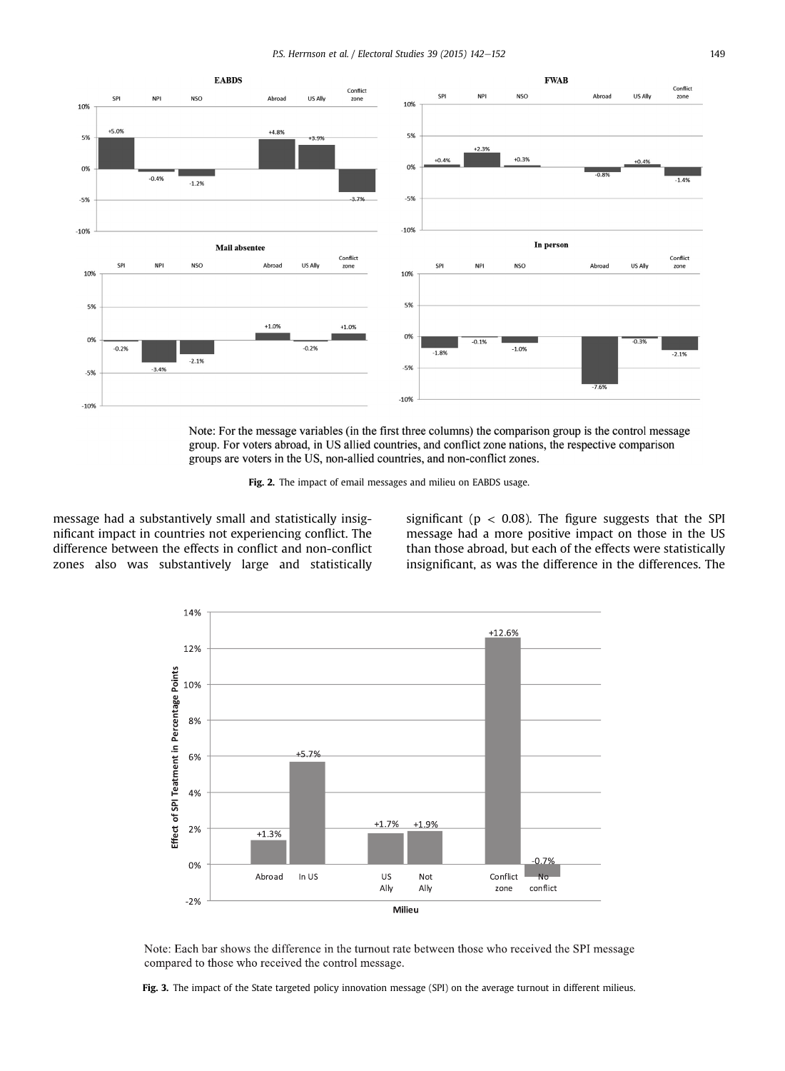Note: For the message variables (in the first three columns) the comparison group is the control message group. For voters abroad, in US allied countries, and conflict zone nations, the respective comparison groups are voters in the US, non-allied countries, and non-conflict zones.

**Fig. 2.** The impact of email messages and milieu on EABDS usage.

message had a substantively small and statistically insignificant impact in countries not experiencing conflict. The difference between the effects in conflict and non-conflict zones also was substantively large and statistically significant ($p < 0.08$). The figure suggests that the SPI message had a more positive impact on those in the US than those abroad, but each of the effects were statistically insignificant, as was the difference in the differences. The

Note: Each bar shows the difference in the turnout rate between those who received the SPI message compared to those who received the control message.

**Fig. 3.** The impact of the State targeted policy innovation message (SPI) on the average turnout in different milieus.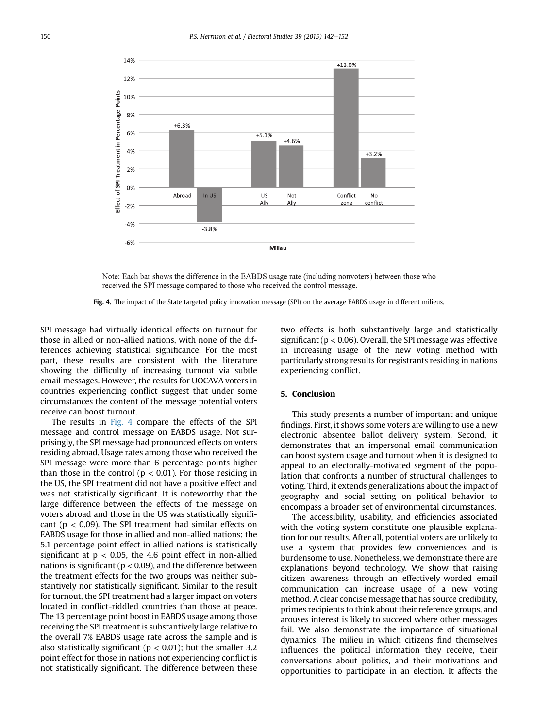Note: Each bar shows the difference in the EABDS usage rate (including nonvoters) between those who received the SPI message compared to those who received the control message.

**Fig. 4.** The impact of the State targeted policy innovation message (SPI) on the average EABDS usage in different milieus.

SPI message had virtually identical effects on turnout for those in allied or non-allied nations, with none of the differences achieving statistical significance. For the most part, these results are consistent with the literature showing the difficulty of increasing turnout via subtle email messages. However, the results for UOCAVA voters in countries experiencing conflict suggest that under some circumstances the content of the message potential voters receive can boost turnout.

The results in Fig. 4 compare the effects of the SPI message and control message on EABDS usage. Not surprisingly, the SPI message had pronounced effects on voters residing abroad. Usage rates among those who received the SPI message were more than 6 percentage points higher than those in the control ($p < 0.01$). For those residing in the US, the SPI treatment did not have a positive effect and was not statistically significant. It is noteworthy that the large difference between the effects of the message on voters abroad and those in the US was statistically significant ($p < 0.09$). The SPI treatment had similar effects on EABDS usage for those in allied and non-allied nations: the 5.1 percentage point effect in allied nations is statistically significant at $p < 0.05$, the 4.6 point effect in non-allied nations is significant ($p < 0.09$), and the difference between the treatment effects for the two groups was neither substantively nor statistically significant. Similar to the result for turnout, the SPI treatment had a larger impact on voters located in conflict-riddled countries than those at peace. The 13 percentage point boost in EABDS usage among those receiving the SPI treatment is substantively large relative to the overall 7% EABDS usage rate across the sample and is also statistically significant ($p < 0.01$); but the smaller 3.2 point effect for those in nations not experiencing conflict is not statistically significant. The difference between these two effects is both substantively large and statistically significant ($p < 0.06$). Overall, the SPI message was effective in increasing usage of the new voting method with particularly strong results for registrants residing in nations experiencing conflict.

## 5. Conclusion

This study presents a number of important and unique findings. First, it shows some voters are willing to use a new electronic absentee ballot delivery system. Second, it demonstrates that an impersonal email communication can boost system usage and turnout when it is designed to appeal to an electorally-motivated segment of the population that confronts a number of structural challenges to voting. Third, it extends generalizations about the impact of geography and social setting on political behavior to encompass a broader set of environmental circumstances.

The accessibility, usability, and efficiencies associated with the voting system constitute one plausible explanation for our results. After all, potential voters are unlikely to use a system that provides few conveniences and is burdensome to use. Nonetheless, we demonstrate there are explanations beyond technology. We show that raising citizen awareness through an effectively-worded email communication can increase usage of a new voting method. A clear concise message that has source credibility, primes recipients to think about their reference groups, and arouses interest is likely to succeed where other messages fail. We also demonstrate the importance of situational dynamics. The milieu in which citizens find themselves influences the political information they receive, their conversations about politics, and their motivations and opportunities to participate in an election. It affects the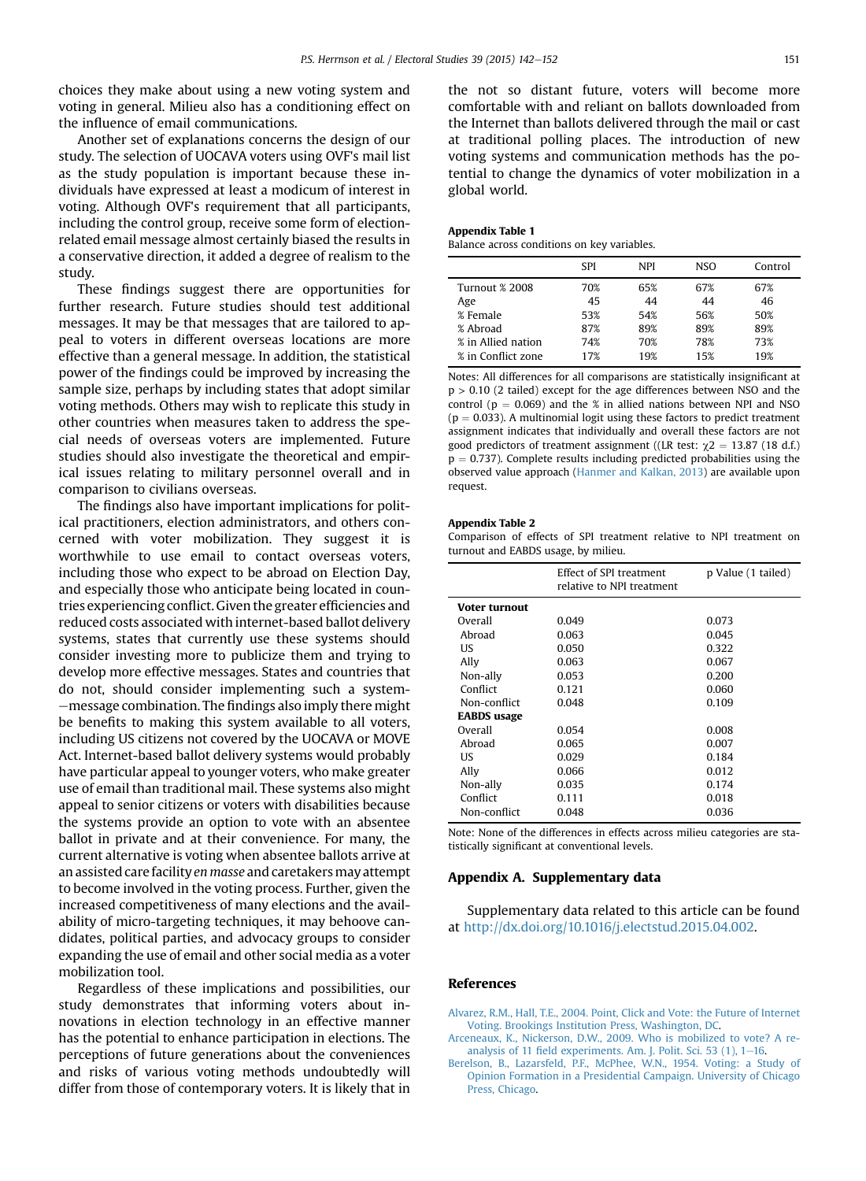choices they make about using a new voting system and voting in general. Milieu also has a conditioning effect on the influence of email communications.

Another set of explanations concerns the design of our study. The selection of UOCAVA voters using OVF's mail list as the study population is important because these individuals have expressed at least a modicum of interest in voting. Although OVF's requirement that all participants, including the control group, receive some form of election-related email message almost certainly biased the results in a conservative direction, it added a degree of realism to the study.

These findings suggest there are opportunities for further research. Future studies should test additional messages. It may be that messages that are tailored to appeal to voters in different overseas locations are more effective than a general message. In addition, the statistical power of the findings could be improved by increasing the sample size, perhaps by including states that adopt similar voting methods. Others may wish to replicate this study in other countries when measures taken to address the special needs of overseas voters are implemented. Future studies should also investigate the theoretical and empirical issues relating to military personnel overall and in comparison to civilians overseas.

The findings also have important implications for political practitioners, election administrators, and others concerned with voter mobilization. They suggest it is worthwhile to use email to contact overseas voters, including those who expect to be abroad on Election Day, and especially those who anticipate being located in countries experiencing conflict. Given the greater efficiencies and reduced costs associated with internet-based ballot delivery systems, states that currently use these systems should consider investing more to publicize them and trying to develop more effective messages. States and countries that do not, should consider implementing such a system—message combination. The findings also imply there might be benefits to making this system available to all voters, including US citizens not covered by the UOCAVA or MOVE Act. Internet-based ballot delivery systems would probably have particular appeal to younger voters, who make greater use of email than traditional mail. These systems also might appeal to senior citizens or voters with disabilities because the systems provide an option to vote with an absentee ballot in private and at their convenience. For many, the current alternative is voting when absentee ballots arrive at an assisted care facility *en masse* and caretakers may attempt to become involved in the voting process. Further, given the increased competitiveness of many elections and the availability of micro-targeting techniques, it may behoove candidates, political parties, and advocacy groups to consider expanding the use of email and other social media as a voter mobilization tool.

Regardless of these implications and possibilities, our study demonstrates that informing voters about innovations in election technology in an effective manner has the potential to enhance participation in elections. The perceptions of future generations about the conveniences and risks of various voting methods undoubtedly will differ from those of contemporary voters. It is likely that in the not so distant future, voters will become more comfortable with and reliant on ballots downloaded from the Internet than ballots delivered through the mail or cast at traditional polling places. The introduction of new voting systems and communication methods has the potential to change the dynamics of voter mobilization in a global world.

**Appendix Table 1**
Balance across conditions on key variables.

| | SPI | NPI | NSO | Control |
|---|---|---|---|---|
| Turnout % 2008 | 70% | 65% | 67% | 67% |
| Age | 45 | 44 | 44 | 46 |
| % Female | 53% | 54% | 56% | 50% |
| % Abroad | 87% | 89% | 89% | 89% |
| % in Allied nation | 74% | 70% | 78% | 73% |
| % in Conflict zone | 17% | 19% | 15% | 19% |

Notes: All differences for all comparisons are statistically insignificant at $p > 0.10$ (2 tailed) except for the age differences between NSO and the control ($p = 0.069$) and the % in allied nations between NPI and NSO ($p = 0.033$). A multinomial logit using these factors to predict treatment assignment indicates that individually and overall these factors are not good predictors of treatment assignment ((LR test: $\chi 2 = 13.87$ (18 d.f.) $p = 0.737$). Complete results including predicted probabilities using the observed value approach (Hanmer and Kalkan, 2013) are available upon request.

**Appendix Table 2**
Comparison of effects of SPI treatment relative to NPI treatment on turnout and EABDS usage, by milieu.

| | Effect of SPI treatment relative to NPI treatment | p Value (1 tailed) |
|---|---|---|
| **Voter turnout** | | |
| Overall | 0.049 | 0.073 |
| Abroad | 0.063 | 0.045 |
| US | 0.050 | 0.322 |
| Ally | 0.063 | 0.067 |
| Non-ally | 0.053 | 0.200 |
| Conflict | 0.121 | 0.060 |
| Non-conflict | 0.048 | 0.109 |
| **EABDS usage** | | |
| Overall | 0.054 | 0.008 |
| Abroad | 0.065 | 0.007 |
| US | 0.029 | 0.184 |
| Ally | 0.066 | 0.012 |
| Non-ally | 0.035 | 0.174 |
| Conflict | 0.111 | 0.018 |
| Non-conflict | 0.048 | 0.036 |

Note: None of the differences in effects across milieu categories are statistically significant at conventional levels.

## Appendix A. Supplementary data

Supplementary data related to this article can be found at http://dx.doi.org/10.1016/j.electstud.2015.04.002.

## References

Alvarez, R.M., Hall, T.E., 2004. Point, Click and Vote: the Future of Internet Voting. Brookings Institution Press, Washington, DC.

Arceneaux, K., Nickerson, D.W., 2009. Who is mobilized to vote? A re-analysis of 11 field experiments. Am. J. Polit. Sci. 53 (1), 1–16.

Berelson, B., Lazarsfeld, P.F., McPhee, W.N., 1954. Voting: a Study of Opinion Formation in a Presidential Campaign. University of Chicago Press, Chicago.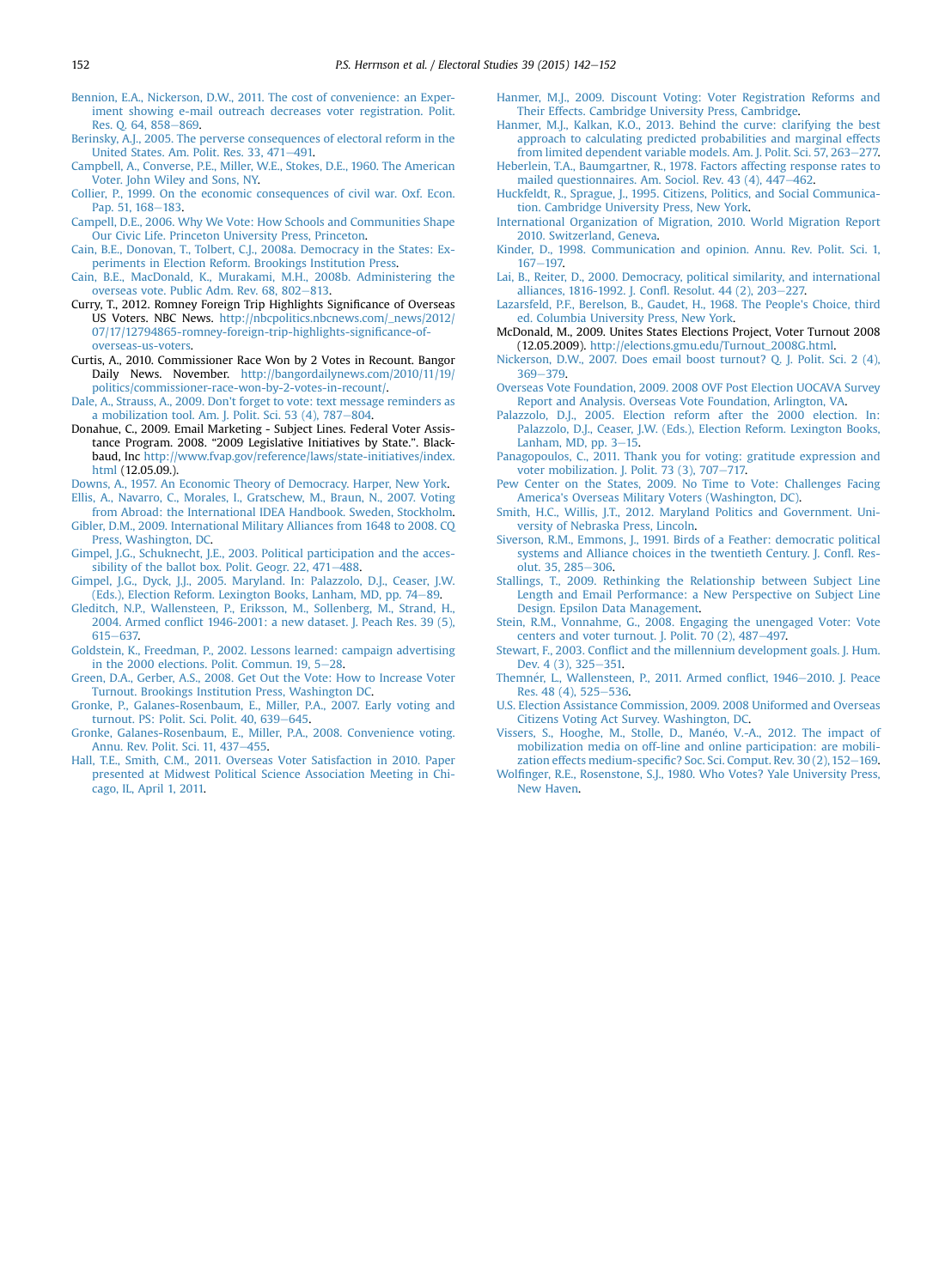Bennion, E.A., Nickerson, D.W., 2011. The cost of convenience: an Experiment showing e-mail outreach decreases voter registration. Polit. Res. Q. 64, 858–869.

Berinsky, A.J., 2005. The perverse consequences of electoral reform in the United States. Am. Polit. Res. 33, 471–491.

Campbell, A., Converse, P.E., Miller, W.E., Stokes, D.E., 1960. The American Voter. John Wiley and Sons, NY.

Collier, P., 1999. On the economic consequences of civil war. Oxf. Econ. Pap. 51, 168–183.

Campell, D.E., 2006. Why We Vote: How Schools and Communities Shape Our Civic Life. Princeton University Press, Princeton.

Cain, B.E., Donovan, T., Tolbert, C.J., 2008a. Democracy in the States: Experiments in Election Reform. Brookings Institution Press.

Cain, B.E., MacDonald, K., Murakami, M.H., 2008b. Administering the overseas vote. Public Adm. Rev. 68, 802–813.

Curry, T., 2012. Romney Foreign Trip Highlights Significance of Overseas US Voters. NBC News. http://nbcpolitics.nbcnews.com/_news/2012/07/17/12794865-romney-foreign-trip-highlights-significance-of-overseas-us-voters.

Curtis, A., 2010. Commissioner Race Won by 2 Votes in Recount. Bangor Daily News. November. http://bangordailynews.com/2010/11/19/politics/commissioner-race-won-by-2-votes-in-recount/.

Dale, A., Strauss, A., 2009. Don't forget to vote: text message reminders as a mobilization tool. Am. J. Polit. Sci. 53 (4), 787–804.

Donahue, C., 2009. Email Marketing - Subject Lines. Federal Voter Assistance Program. 2008. "2009 Legislative Initiatives by State.". Blackbaud, Inc http://www.fvap.gov/reference/laws/state-initiatives/index.html (12.05.09.).

Downs, A., 1957. An Economic Theory of Democracy. Harper, New York.

Ellis, A., Navarro, C., Morales, I., Gratschew, M., Braun, N., 2007. Voting from Abroad: the International IDEA Handbook. Sweden, Stockholm.

Gibler, D.M., 2009. International Military Alliances from 1648 to 2008. CQ Press, Washington, DC.

Gimpel, J.G., Schuknecht, J.E., 2003. Political participation and the accessibility of the ballot box. Polit. Geogr. 22, 471–488.

Gimpel, J.G., Dyck, J.J., 2005. Maryland. In: Palazzolo, D.J., Ceaser, J.W. (Eds.), Election Reform. Lexington Books, Lanham, MD, pp. 74–89.

Gleditch, N.P., Wallensteen, P., Eriksson, M., Sollenberg, M., Strand, H., 2004. Armed conflict 1946-2001: a new dataset. J. Peach Res. 39 (5), 615–637.

Goldstein, K., Freedman, P., 2002. Lessons learned: campaign advertising in the 2000 elections. Polit. Commun. 19, 5–28.

Green, D.A., Gerber, A.S., 2008. Get Out the Vote: How to Increase Voter Turnout. Brookings Institution Press, Washington DC.

Gronke, P., Galanes-Rosenbaum, E., Miller, P.A., 2007. Early voting and turnout. PS: Polit. Sci. Polit. 40, 639–645.

Gronke, Galanes-Rosenbaum, E., Miller, P.A., 2008. Convenience voting. Annu. Rev. Polit. Sci. 11, 437–455.

Hall, T.E., Smith, C.M., 2011. Overseas Voter Satisfaction in 2010. Paper presented at Midwest Political Science Association Meeting in Chicago, IL, April 1, 2011.

Hanmer, M.J., 2009. Discount Voting: Voter Registration Reforms and Their Effects. Cambridge University Press, Cambridge.

Hanmer, M.J., Kalkan, K.O., 2013. Behind the curve: clarifying the best approach to calculating predicted probabilities and marginal effects from limited dependent variable models. Am. J. Polit. Sci. 57, 263–277.

Heberlein, T.A., Baumgartner, R., 1978. Factors affecting response rates to mailed questionnaires. Am. Sociol. Rev. 43 (4), 447–462.

Huckfeldt, R., Sprague, J., 1995. Citizens, Politics, and Social Communication. Cambridge University Press, New York.

International Organization of Migration, 2010. World Migration Report 2010. Switzerland, Geneva.

Kinder, D., 1998. Communication and opinion. Annu. Rev. Polit. Sci. 1, 167–197.

Lai, B., Reiter, D., 2000. Democracy, political similarity, and international alliances, 1816-1992. J. Confl. Resolut. 44 (2), 203–227.

Lazarsfeld, P.F., Berelson, B., Gaudet, H., 1968. The People's Choice, third ed. Columbia University Press, New York.

McDonald, M., 2009. Unites States Elections Project, Voter Turnout 2008 (12.05.2009). http://elections.gmu.edu/Turnout_2008G.html.

Nickerson, D.W., 2007. Does email boost turnout? Q. J. Polit. Sci. 2 (4), 369–379.

Overseas Vote Foundation, 2009. 2008 OVF Post Election UOCAVA Survey Report and Analysis. Overseas Vote Foundation, Arlington, VA.

Palazzolo, D.J., 2005. Election reform after the 2000 election. In: Palazzolo, D.J., Ceaser, J.W. (Eds.), Election Reform. Lexington Books, Lanham, MD, pp. 3–15.

Panagopoulos, C., 2011. Thank you for voting: gratitude expression and voter mobilization. J. Polit. 73 (3), 707–717.

Pew Center on the States, 2009. No Time to Vote: Challenges Facing America's Overseas Military Voters (Washington, DC).

Smith, H.C., Willis, J.T., 2012. Maryland Politics and Government. University of Nebraska Press, Lincoln.

Siverson, R.M., Emmons, J., 1991. Birds of a Feather: democratic political systems and Alliance choices in the twentieth Century. J. Confl. Resolut. 35, 285–306.

Stallings, T., 2009. Rethinking the Relationship between Subject Line Length and Email Performance: a New Perspective on Subject Line Design. Epsilon Data Management.

Stein, R.M., Vonnahme, G., 2008. Engaging the unengaged Voter: Vote centers and voter turnout. J. Polit. 70 (2), 487–497.

Stewart, F., 2003. Conflict and the millennium development goals. J. Hum. Dev. 4 (3), 325–351.

Themnér, L., Wallensteen, P., 2011. Armed conflict, 1946–2010. J. Peace Res. 48 (4), 525–536.

U.S. Election Assistance Commission, 2009. 2008 Uniformed and Overseas Citizens Voting Act Survey. Washington, DC.

Vissers, S., Hooghe, M., Stolle, D., Manéo, V.-A., 2012. The impact of mobilization media on off-line and online participation: are mobilization effects medium-specific? Soc. Sci. Comput. Rev. 30 (2), 152–169.

Wolfinger, R.E., Rosenstone, S.J., 1980. Who Votes? Yale University Press, New Haven.